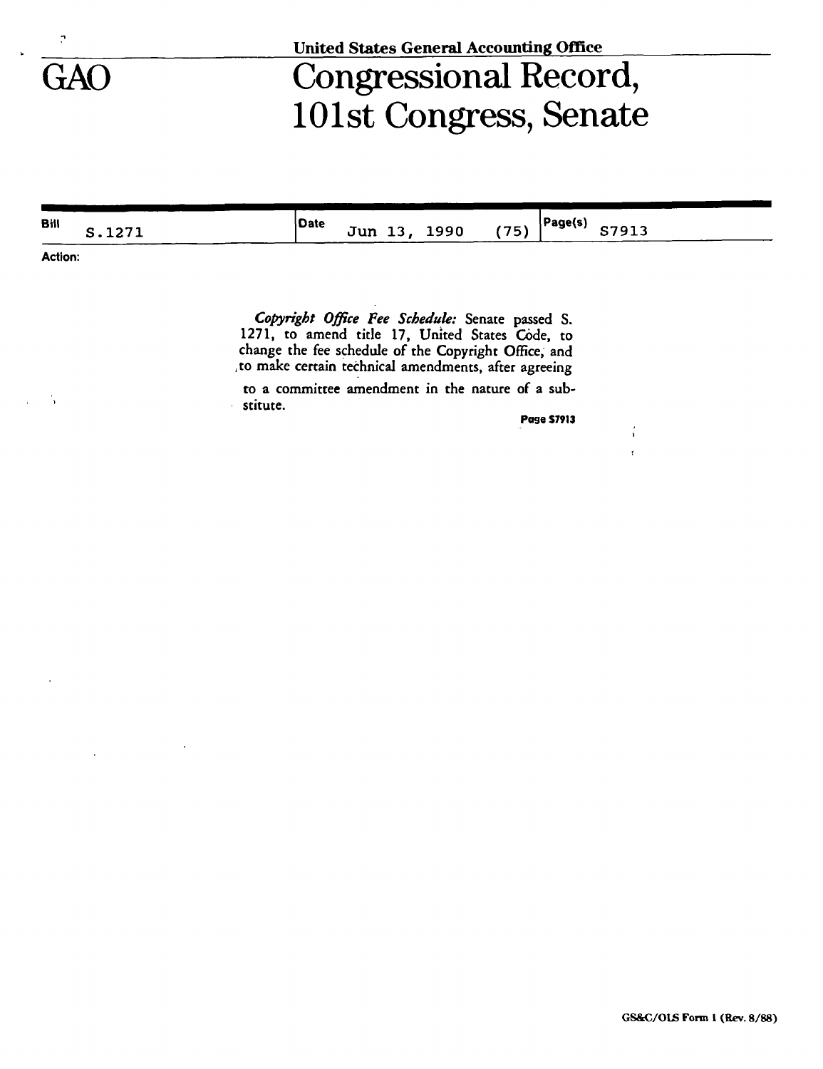United States General Accounting Office

GAO

# Congressional Record, 101st Congress, Senate

| Bill | Date | Page(s) |
| --- | --- | --- |
| S.1271 | Jun 13, 1990 (75) | S7913 |

**Action:**

*Copyright Office Fee Schedule:* Senate passed S. 1271, to amend title 17, United States Code, to change the fee schedule of the Copyright Office, and to make certain technical amendments, after agreeing to a committee amendment in the nature of a substitute.

**Page S7913**

GS&C/OLS Form 1 (Rev. 8/88)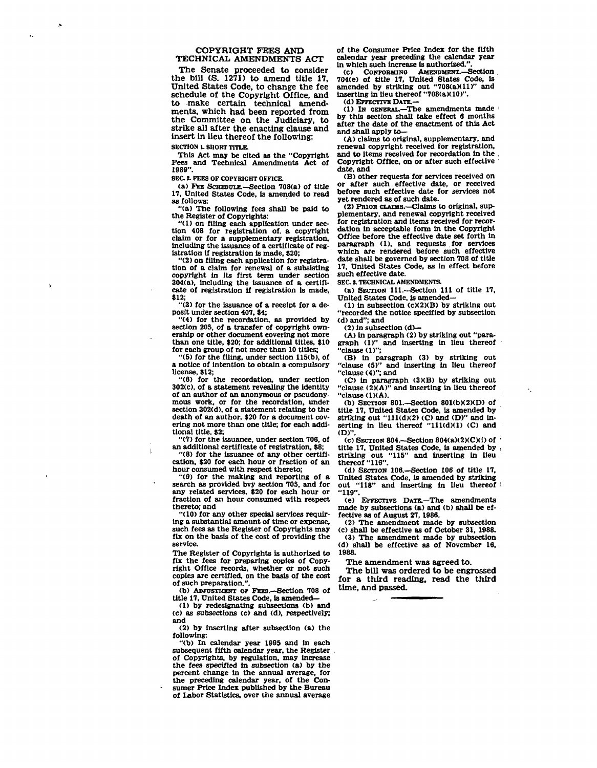## COPYRIGHT FEES AND TECHNICAL AMENDMENTS ACT

The Senate proceeded to consider the bill (S. 1271) to amend title 17, United States Code, to change the fee schedule of the Copyright Office, and to make certain technical amendments, which had been reported from the Committee on the Judiciary, to strike all after the enacting clause and insert in lieu thereof the following:

SECTION 1. SHORT TITLE.

This Act may be cited as the "Copyright Fees and Technical Amendments Act of 1989".

SEC. 2. FEES OF COPYRIGHT OFFICE.

(a) FEE SCHEDULE.—Section 708(a) of title 17, United States Code, is amended to read as follows:

"(a) The following fees shall be paid to the Register of Copyrights:

"(1) on filing each application under section 408 for registration of a copyright claim or for a supplementary registration, including the issuance of a certificate of registration if registration is made, $20;

"(2) on filing each application for registration of a claim for renewal of a subsisting copyright in its first term under section 304(a), including the issuance of a certificate of registration if registration is made, $12;

"(3) for the issuance of a receipt for a deposit under section 407, $4;

"(4) for the recordation, as provided by section 205, of a transfer of copyright ownership or other document covering not more than one title, $20; for additional titles, $10 for each group of not more than 10 titles;

"(5) for the filing, under section 115(b), of a notice of intention to obtain a compulsory license, $12;

"(6) for the recordation, under section 302(c), of a statement revealing the identity of an author of an anonymous or pseudonymous work, or for the recordation, under section 302(d), of a statement relating to the death of an author, $20 for a document covering not more than one title; for each additional title, $2;

"(7) for the issuance, under section 706, of an additional certificate of registration, $8;

"(8) for the issuance of any other certification, $20 for each hour or fraction of an hour consumed with respect thereto;

"(9) for the making and reporting of a search as provided bvy section 705, and for any related services, $20 for each hour or fraction of an hour consumed with respect thereto; and

"(10) for any other special services requiring a substantial amount of time or expense, such fees as the Register of Copyrights may fix on the basis of the cost of providing the service.

The Register of Copyrights is authorized to fix the fees for preparing copies of Copyright Office records, whether or not such copies are certified, on the basis of the cost of such preparation.".

(b) ADJUSTMENT OF FEES.—Section 708 of title 17, United States Code, is amended—

(1) by redesignating subsections (b) and (c) as subsections (c) and (d), respectively; and

(2) by inserting after subsection (a) the following:

"(b) In calendar year 1995 and in each subsequent fifth calendar year, the Register of Copyrights, by regulation, may increase the fees specified in subsection (a) by the percent change in the annual average, for the preceding calendar year, of the Consumer Price Index published by the Bureau of Labor Statistics, over the annual average of the Consumer Price Index for the fifth calendar year preceding the calendar year in which such increase is authorized.".

(c) CONFORMING AMENDMENT.—Section 704(e) of title 17, United States Code, is amended by striking out "708(a)(11)" and inserting in lieu thereof "708(a)(10)".

(d) EFFECTIVE DATE.—

(1) IN GENERAL.—The amendments made by this section shall take effect 6 months after the date of the enactment of this Act and shall apply to—

(A) claims to original, supplementary, and renewal copyright received for registration, and to items received for recordation in the Copyright Office, on or after such effective date, and

(B) other requests for services received on or after such effective date, or received before such effective date for services not yet rendered as of such date.

(2) PRIOR CLAIMS.—Claims to original, supplementary, and renewal copyright received for registration and items received for recordation in acceptable form in the Copyright Office before the effective date set forth in paragraph (1), and requests for services which are rendered before such effective date shall be governed by section 708 of title 17, United States Code, as in effect before such effective date.

SEC. 3. TECHNICAL AMENDMENTS.

(a) SECTION 111.—Section 111 of title 17, United States Code, is amended—

(1) in subsection (c)(2)(B) by striking out "recorded the notice specified by subsection (d) and"; and

(2) in subsection (d)—

(A) in paragraph (2) by striking out "paragraph (1)" and inserting in lieu thereof "clause (1)";

(B) in paragraph (3) by striking out "clause (5)" and inserting in lieu thereof "clause (4)"; and

(C) in paragraph (3)(B) by striking out "clause (2)(A)" and inserting in lieu thereof "clause (1)(A).

(b) SECTION 801.—Section 801(b)(2)(D) of title 17, United States Code, is amended by striking out "111(d)(2) (C) and (D)" and inserting in lieu thereof "111(d)(1) (C) and (D)".

(c) SECTION 804.—Section 804(a)(2)(C)(i) of title 17, United States Code, is amended by striking out "115" and inserting in lieu thereof "116".

(d) SECTION 106.—Section 106 of title 17, United States Code, is amended by striking out "118" and inserting in lieu thereof "119".

(e) EFFECTIVE DATE.—The amendments made by subsections (a) and (b) shall be effective as of August 27, 1986.

(2) The amendment made by subsection (c) shall be effective as of October 31, 1988.

(3) The amendment made by subsection (d) shall be effective as of November 16, 1988.

The amendment was agreed to.

The bill was ordered to be engrossed for a third reading, read the third time, and passed.